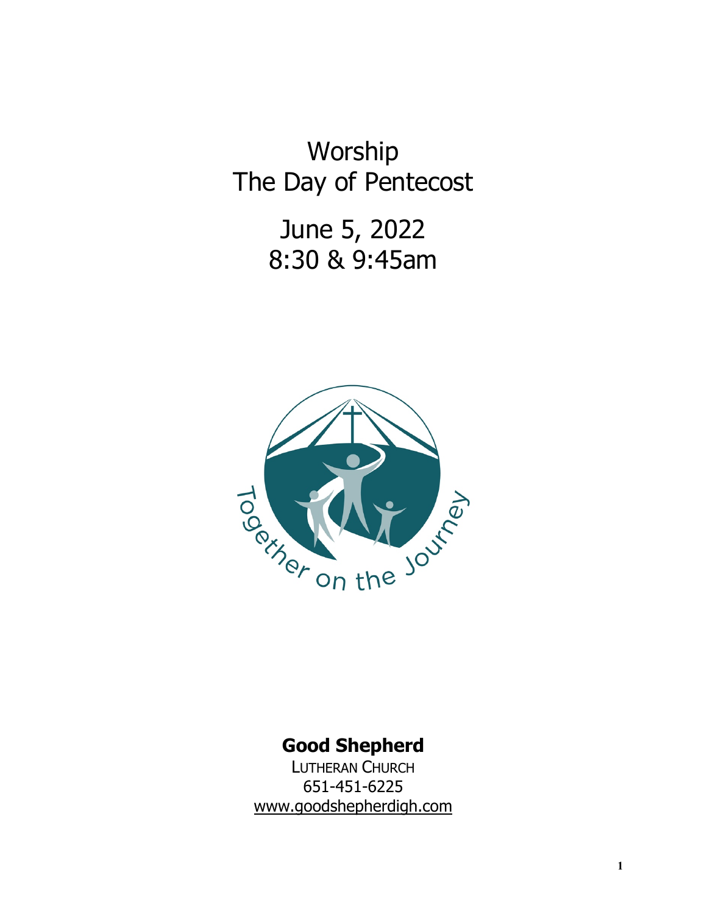# Worship
# The Day of Pentecost

## June 5, 2022
## 8:30 & 9:45am

Together on the Journey

**Good Shepherd**

LUTHERAN CHURCH
651-451-6225
www.goodshepherdigh.com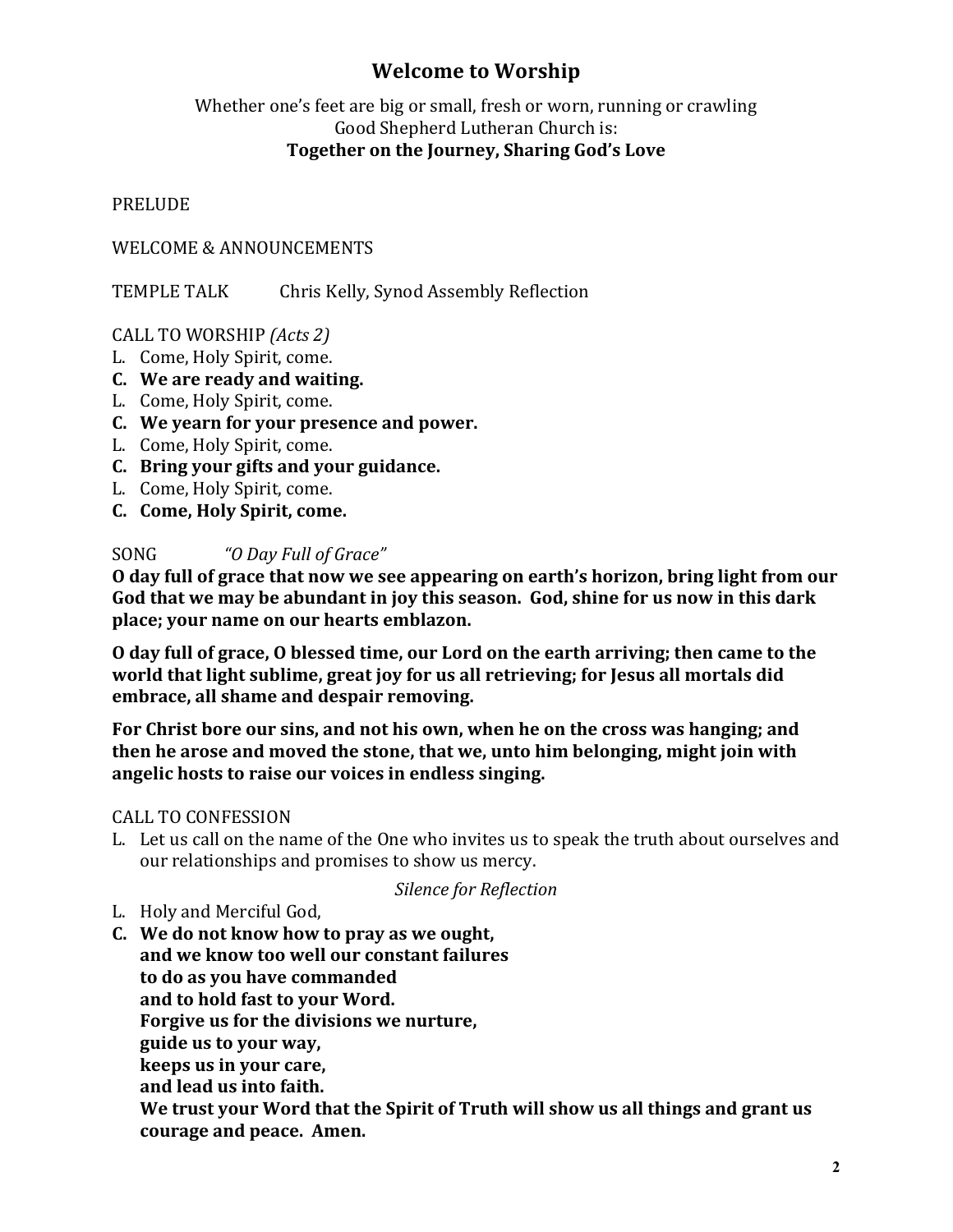# Welcome to Worship

Whether one's feet are big or small, fresh or worn, running or crawling
Good Shepherd Lutheran Church is:
**Together on the Journey, Sharing God's Love**

PRELUDE

WELCOME & ANNOUNCEMENTS

TEMPLE TALK Chris Kelly, Synod Assembly Reflection

CALL TO WORSHIP *(Acts 2)*

L. Come, Holy Spirit, come.
**C. We are ready and waiting.**
L. Come, Holy Spirit, come.
**C. We yearn for your presence and power.**
L. Come, Holy Spirit, come.
**C. Bring your gifts and your guidance.**
L. Come, Holy Spirit, come.
**C. Come, Holy Spirit, come.**

SONG *"O Day Full of Grace"*

**O day full of grace that now we see appearing on earth's horizon, bring light from our God that we may be abundant in joy this season. God, shine for us now in this dark place; your name on our hearts emblazon.**

**O day full of grace, O blessed time, our Lord on the earth arriving; then came to the world that light sublime, great joy for us all retrieving; for Jesus all mortals did embrace, all shame and despair removing.**

**For Christ bore our sins, and not his own, when he on the cross was hanging; and then he arose and moved the stone, that we, unto him belonging, might join with angelic hosts to raise our voices in endless singing.**

CALL TO CONFESSION

L. Let us call on the name of the One who invites us to speak the truth about ourselves and our relationships and promises to show us mercy.

*Silence for Reflection*

L. Holy and Merciful God,
**C. We do not know how to pray as we ought,
and we know too well our constant failures
to do as you have commanded
and to hold fast to your Word.
Forgive us for the divisions we nurture,
guide us to your way,
keeps us in your care,
and lead us into faith.
We trust your Word that the Spirit of Truth will show us all things and grant us courage and peace. Amen.**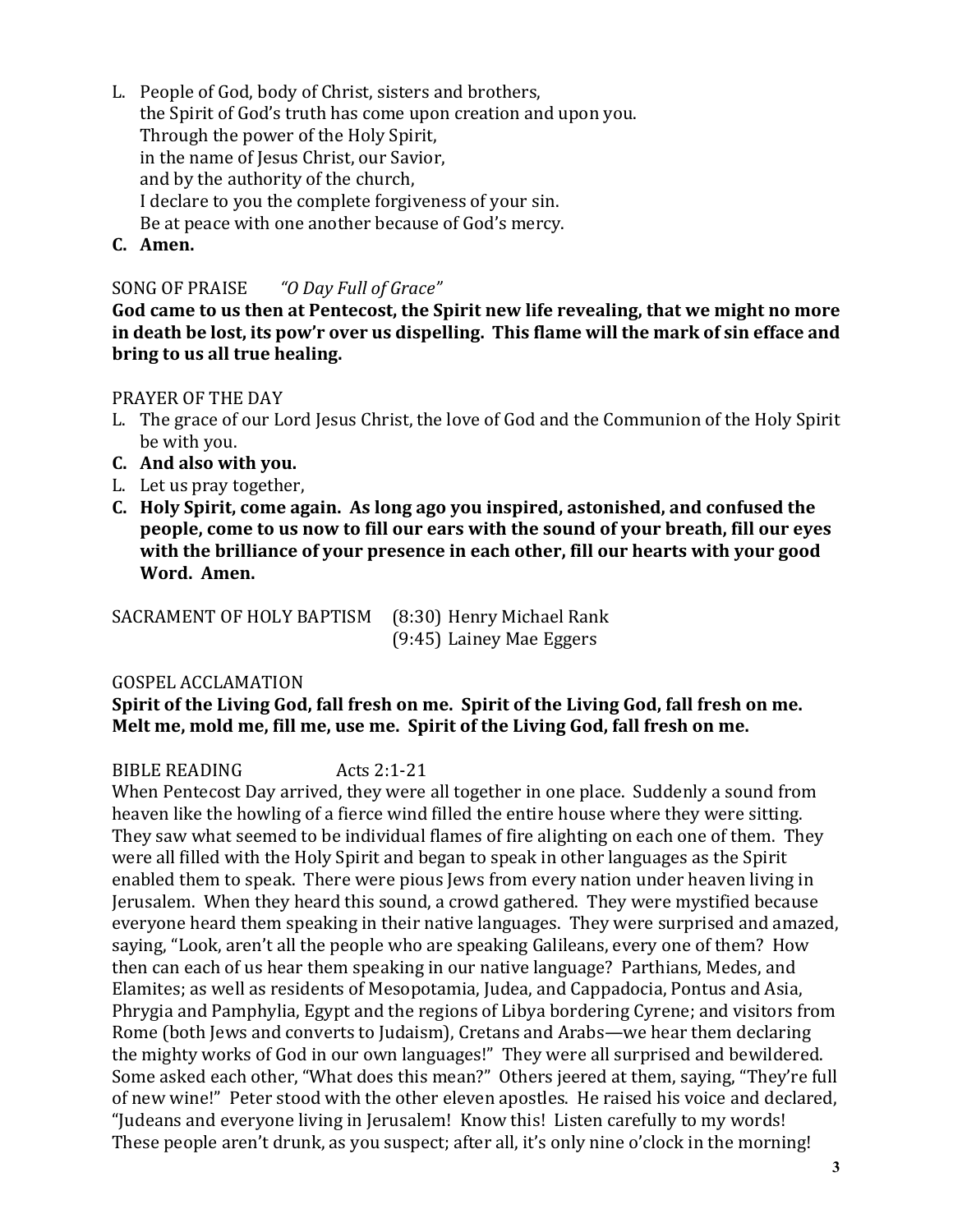L. People of God, body of Christ, sisters and brothers,
   the Spirit of God's truth has come upon creation and upon you.
   Through the power of the Holy Spirit,
   in the name of Jesus Christ, our Savior,
   and by the authority of the church,
   I declare to you the complete forgiveness of your sin.
   Be at peace with one another because of God's mercy.

**C. Amen.**

SONG OF PRAISE *"O Day Full of Grace"*

**God came to us then at Pentecost, the Spirit new life revealing, that we might no more in death be lost, its pow'r over us dispelling. This flame will the mark of sin efface and bring to us all true healing.**

PRAYER OF THE DAY

L. The grace of our Lord Jesus Christ, the love of God and the Communion of the Holy Spirit be with you.

**C. And also with you.**

L. Let us pray together,

**C. Holy Spirit, come again. As long ago you inspired, astonished, and confused the people, come to us now to fill our ears with the sound of your breath, fill our eyes with the brilliance of your presence in each other, fill our hearts with your good Word. Amen.**

SACRAMENT OF HOLY BAPTISM (8:30) Henry Michael Rank
(9:45) Lainey Mae Eggers

GOSPEL ACCLAMATION

**Spirit of the Living God, fall fresh on me. Spirit of the Living God, fall fresh on me. Melt me, mold me, fill me, use me. Spirit of the Living God, fall fresh on me.**

BIBLE READING Acts 2:1-21

When Pentecost Day arrived, they were all together in one place. Suddenly a sound from heaven like the howling of a fierce wind filled the entire house where they were sitting. They saw what seemed to be individual flames of fire alighting on each one of them. They were all filled with the Holy Spirit and began to speak in other languages as the Spirit enabled them to speak. There were pious Jews from every nation under heaven living in Jerusalem. When they heard this sound, a crowd gathered. They were mystified because everyone heard them speaking in their native languages. They were surprised and amazed, saying, "Look, aren't all the people who are speaking Galileans, every one of them? How then can each of us hear them speaking in our native language? Parthians, Medes, and Elamites; as well as residents of Mesopotamia, Judea, and Cappadocia, Pontus and Asia, Phrygia and Pamphylia, Egypt and the regions of Libya bordering Cyrene; and visitors from Rome (both Jews and converts to Judaism), Cretans and Arabs—we hear them declaring the mighty works of God in our own languages!" They were all surprised and bewildered. Some asked each other, "What does this mean?" Others jeered at them, saying, "They're full of new wine!" Peter stood with the other eleven apostles. He raised his voice and declared, "Judeans and everyone living in Jerusalem! Know this! Listen carefully to my words! These people aren't drunk, as you suspect; after all, it's only nine o'clock in the morning!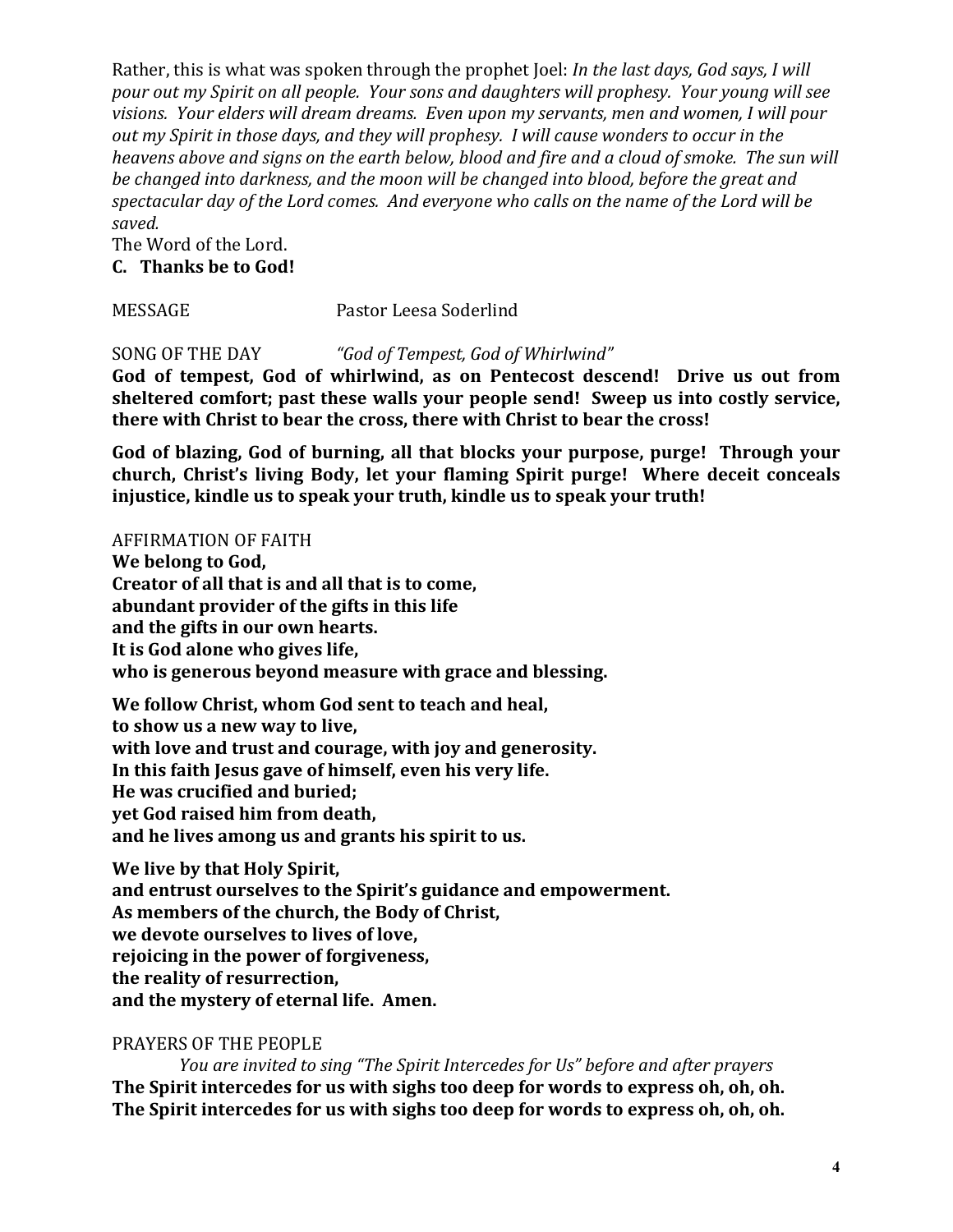Rather, this is what was spoken through the prophet Joel: *In the last days, God says, I will pour out my Spirit on all people. Your sons and daughters will prophesy. Your young will see visions. Your elders will dream dreams. Even upon my servants, men and women, I will pour out my Spirit in those days, and they will prophesy. I will cause wonders to occur in the heavens above and signs on the earth below, blood and fire and a cloud of smoke. The sun will be changed into darkness, and the moon will be changed into blood, before the great and spectacular day of the Lord comes. And everyone who calls on the name of the Lord will be saved.*

The Word of the Lord.

**C. Thanks be to God!**

MESSAGE Pastor Leesa Soderlind

SONG OF THE DAY *"God of Tempest, God of Whirlwind"*

**God of tempest, God of whirlwind, as on Pentecost descend! Drive us out from sheltered comfort; past these walls your people send! Sweep us into costly service, there with Christ to bear the cross, there with Christ to bear the cross!**

**God of blazing, God of burning, all that blocks your purpose, purge! Through your church, Christ's living Body, let your flaming Spirit purge! Where deceit conceals injustice, kindle us to speak your truth, kindle us to speak your truth!**

AFFIRMATION OF FAITH

**We belong to God,**
**Creator of all that is and all that is to come,**
**abundant provider of the gifts in this life**
**and the gifts in our own hearts.**
**It is God alone who gives life,**
**who is generous beyond measure with grace and blessing.**

**We follow Christ, whom God sent to teach and heal,**
**to show us a new way to live,**
**with love and trust and courage, with joy and generosity.**
**In this faith Jesus gave of himself, even his very life.**
**He was crucified and buried;**
**yet God raised him from death,**
**and he lives among us and grants his spirit to us.**

**We live by that Holy Spirit,**
**and entrust ourselves to the Spirit's guidance and empowerment.**
**As members of the church, the Body of Christ,**
**we devote ourselves to lives of love,**
**rejoicing in the power of forgiveness,**
**the reality of resurrection,**
**and the mystery of eternal life. Amen.**

PRAYERS OF THE PEOPLE

*You are invited to sing "The Spirit Intercedes for Us" before and after prayers*

**The Spirit intercedes for us with sighs too deep for words to express oh, oh, oh.**
**The Spirit intercedes for us with sighs too deep for words to express oh, oh, oh.**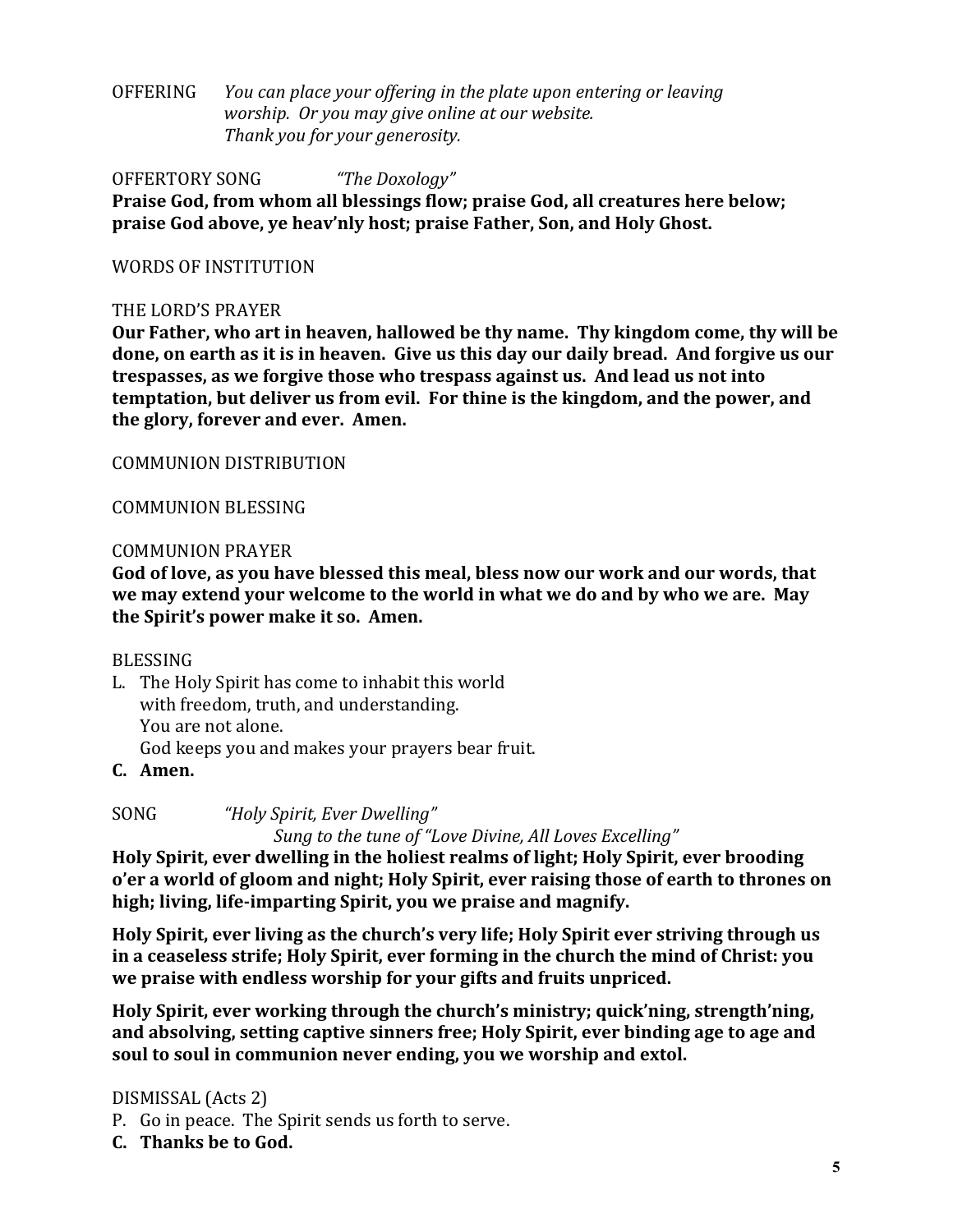OFFERING *You can place your offering in the plate upon entering or leaving worship. Or you may give online at our website. Thank you for your generosity.*

OFFERTORY SONG *"The Doxology"*
**Praise God, from whom all blessings flow; praise God, all creatures here below; praise God above, ye heav'nly host; praise Father, Son, and Holy Ghost.**

WORDS OF INSTITUTION

THE LORD'S PRAYER
**Our Father, who art in heaven, hallowed be thy name. Thy kingdom come, thy will be done, on earth as it is in heaven. Give us this day our daily bread. And forgive us our trespasses, as we forgive those who trespass against us. And lead us not into temptation, but deliver us from evil. For thine is the kingdom, and the power, and the glory, forever and ever. Amen.**

COMMUNION DISTRIBUTION

COMMUNION BLESSING

COMMUNION PRAYER
**God of love, as you have blessed this meal, bless now our work and our words, that we may extend your welcome to the world in what we do and by who we are. May the Spirit's power make it so. Amen.**

BLESSING
L. The Holy Spirit has come to inhabit this world
with freedom, truth, and understanding.
You are not alone.
God keeps you and makes your prayers bear fruit.
**C. Amen.**

SONG *"Holy Spirit, Ever Dwelling"*
*Sung to the tune of "Love Divine, All Loves Excelling"*
**Holy Spirit, ever dwelling in the holiest realms of light; Holy Spirit, ever brooding o'er a world of gloom and night; Holy Spirit, ever raising those of earth to thrones on high; living, life-imparting Spirit, you we praise and magnify.**

**Holy Spirit, ever living as the church's very life; Holy Spirit ever striving through us in a ceaseless strife; Holy Spirit, ever forming in the church the mind of Christ: you we praise with endless worship for your gifts and fruits unpriced.**

**Holy Spirit, ever working through the church's ministry; quick'ning, strength'ning, and absolving, setting captive sinners free; Holy Spirit, ever binding age to age and soul to soul in communion never ending, you we worship and extol.**

DISMISSAL (Acts 2)
P. Go in peace. The Spirit sends us forth to serve.
**C. Thanks be to God.**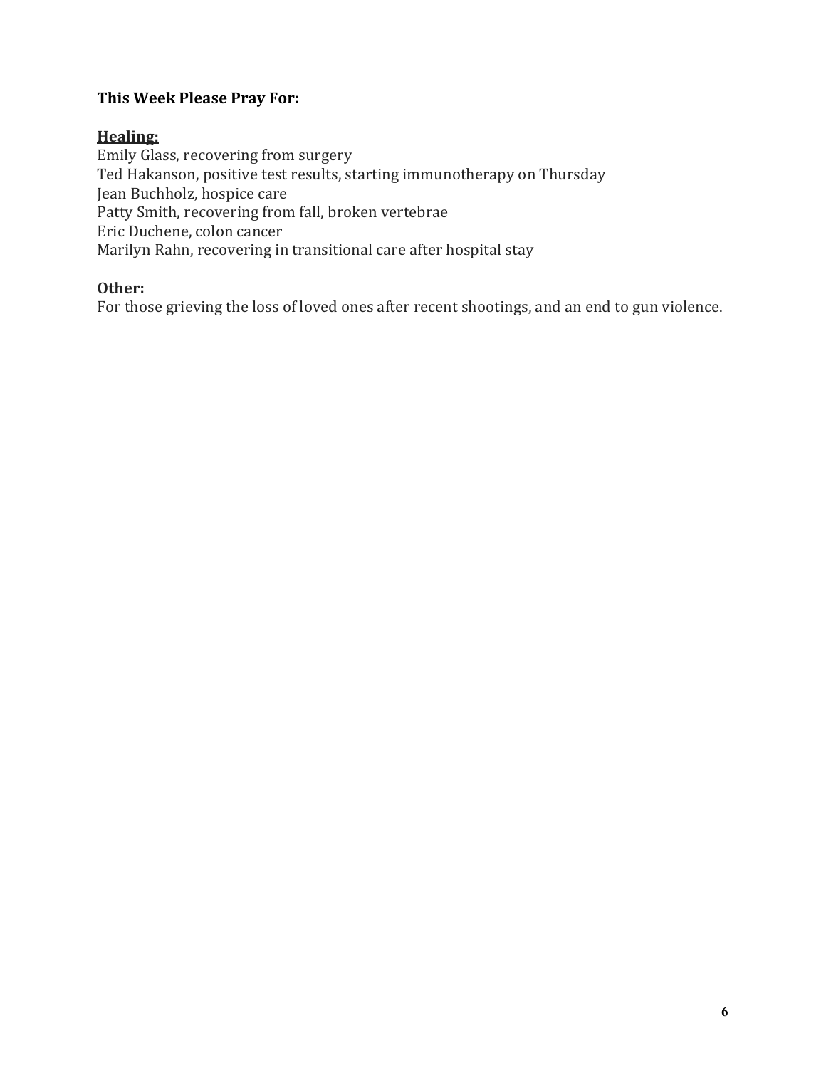**This Week Please Pray For:**

**Healing:**

Emily Glass, recovering from surgery
Ted Hakanson, positive test results, starting immunotherapy on Thursday
Jean Buchholz, hospice care
Patty Smith, recovering from fall, broken vertebrae
Eric Duchene, colon cancer
Marilyn Rahn, recovering in transitional care after hospital stay

**Other:**

For those grieving the loss of loved ones after recent shootings, and an end to gun violence.